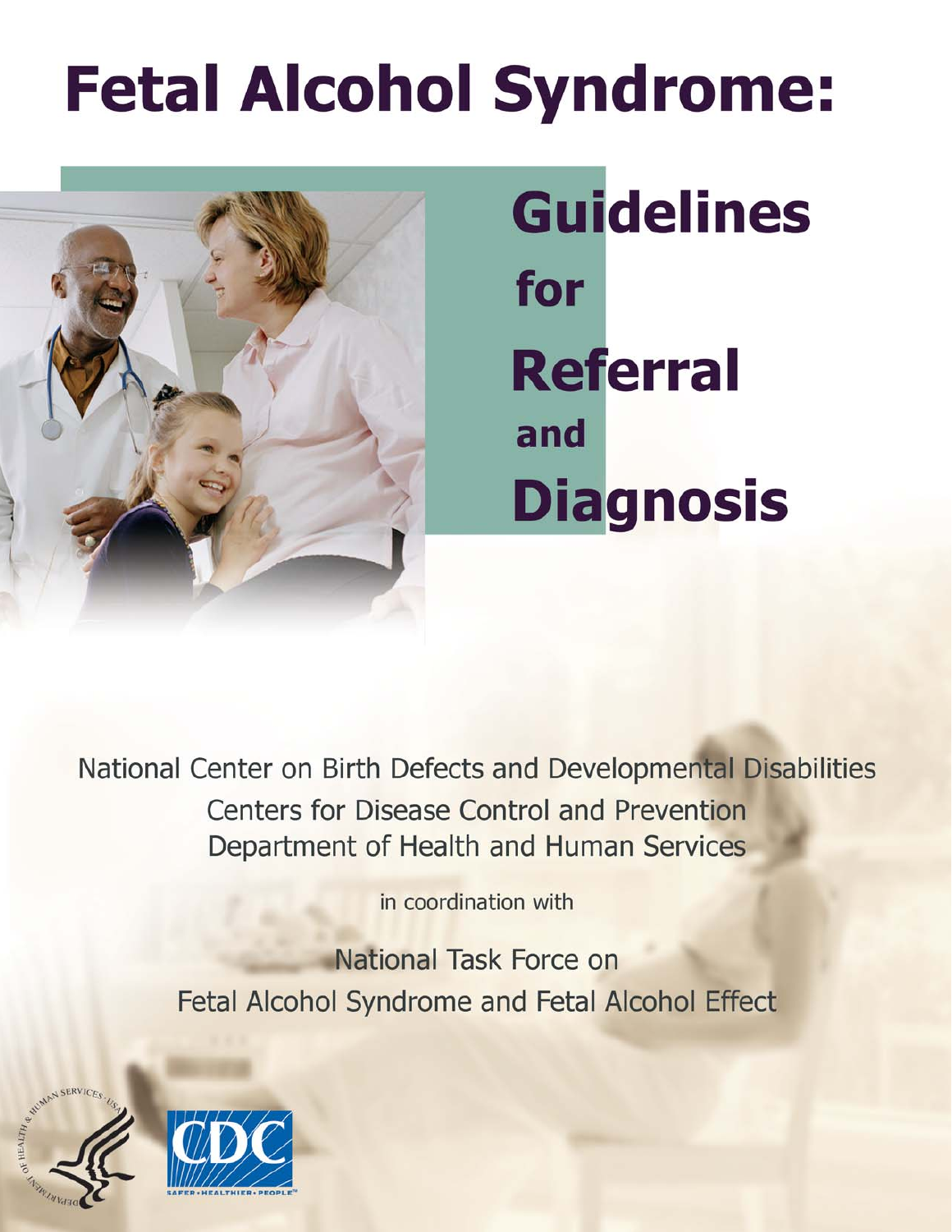# Fetal Alcohol Syndrome:

## Guidelines for Referral and Diagnosis

National Center on Birth Defects and Developmental Disabilities
Centers for Disease Control and Prevention
Department of Health and Human Services

in coordination with

National Task Force on
Fetal Alcohol Syndrome and Fetal Alcohol Effect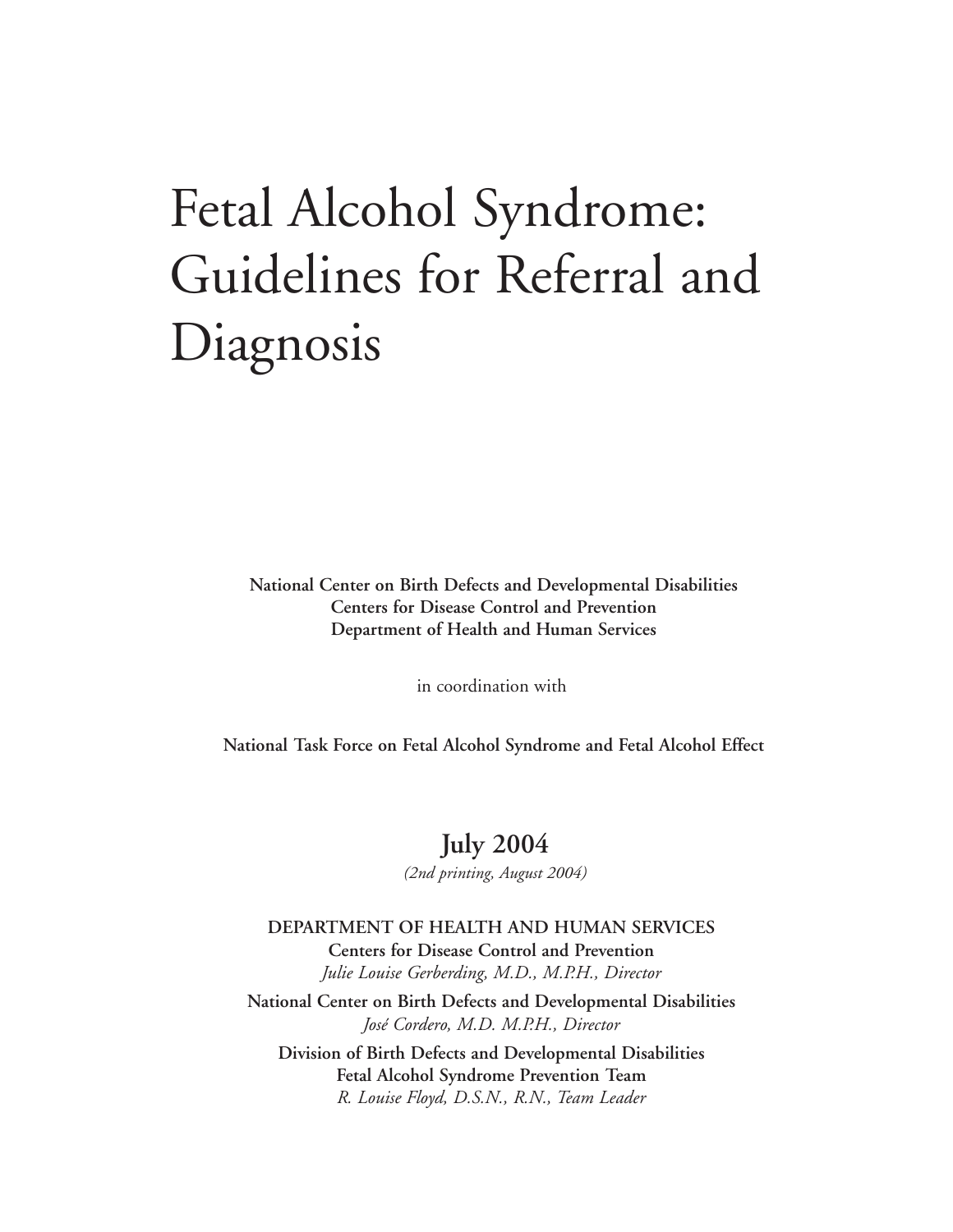# Fetal Alcohol Syndrome: Guidelines for Referral and Diagnosis

**National Center on Birth Defects and Developmental Disabilities**
**Centers for Disease Control and Prevention**
**Department of Health and Human Services**

in coordination with

**National Task Force on Fetal Alcohol Syndrome and Fetal Alcohol Effect**

**July 2004**

*(2nd printing, August 2004)*

**DEPARTMENT OF HEALTH AND HUMAN SERVICES**
**Centers for Disease Control and Prevention**
*Julie Louise Gerberding, M.D., M.P.H., Director*

**National Center on Birth Defects and Developmental Disabilities**
*José Cordero, M.D. M.P.H., Director*

**Division of Birth Defects and Developmental Disabilities**
**Fetal Alcohol Syndrome Prevention Team**
*R. Louise Floyd, D.S.N., R.N., Team Leader*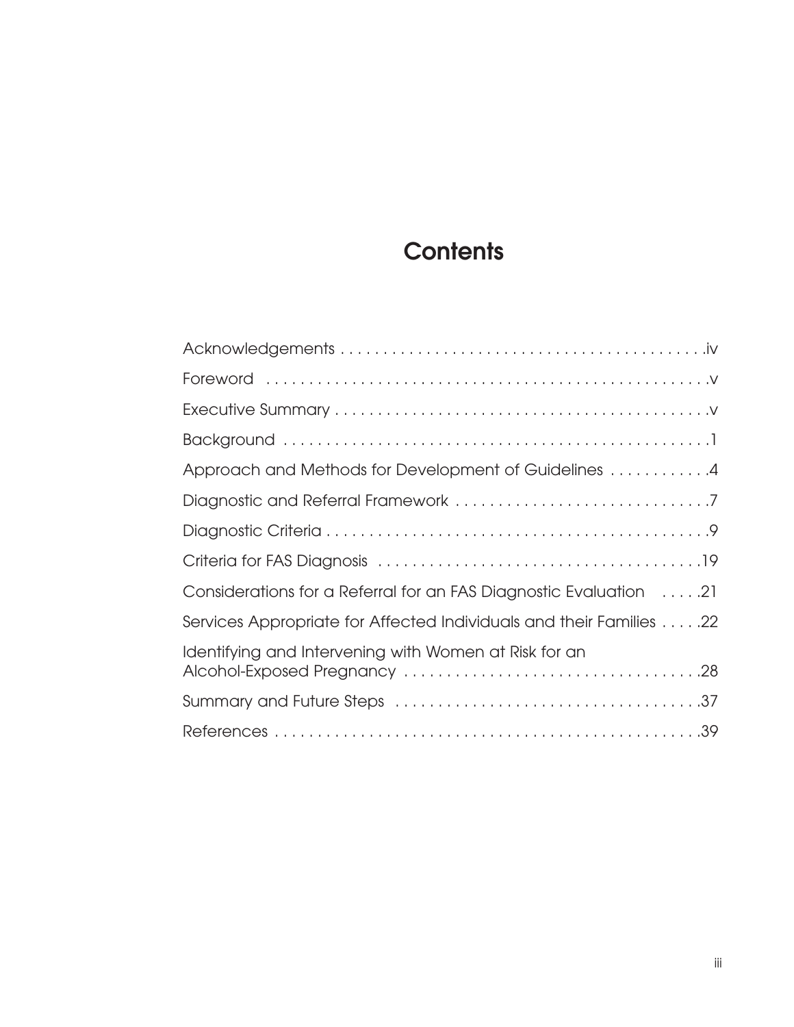# Contents

Acknowledgements . . . . . . . . . . . . . . . . . . . . . . . . . . . . . . . . . . . . . . . . . . .iv

Foreword . . . . . . . . . . . . . . . . . . . . . . . . . . . . . . . . . . . . . . . . . . . . . . . . . . .v

Executive Summary . . . . . . . . . . . . . . . . . . . . . . . . . . . . . . . . . . . . . . . . . . . .v

Background . . . . . . . . . . . . . . . . . . . . . . . . . . . . . . . . . . . . . . . . . . . . . . . . . .1

Approach and Methods for Development of Guidelines . . . . . . . . . . . .4

Diagnostic and Referral Framework . . . . . . . . . . . . . . . . . . . . . . . . . . . . . .7

Diagnostic Criteria . . . . . . . . . . . . . . . . . . . . . . . . . . . . . . . . . . . . . . . . . . . . .9

Criteria for FAS Diagnosis . . . . . . . . . . . . . . . . . . . . . . . . . . . . . . . . . . . . .19

Considerations for a Referral for an FAS Diagnostic Evaluation . . . . .21

Services Appropriate for Affected Individuals and their Families . . . . .22

Identifying and Intervening with Women at Risk for an Alcohol-Exposed Pregnancy . . . . . . . . . . . . . . . . . . . . . . . . . . . . . . . . . .28

Summary and Future Steps . . . . . . . . . . . . . . . . . . . . . . . . . . . . . . . . . . .37

References . . . . . . . . . . . . . . . . . . . . . . . . . . . . . . . . . . . . . . . . . . . . . . . . .39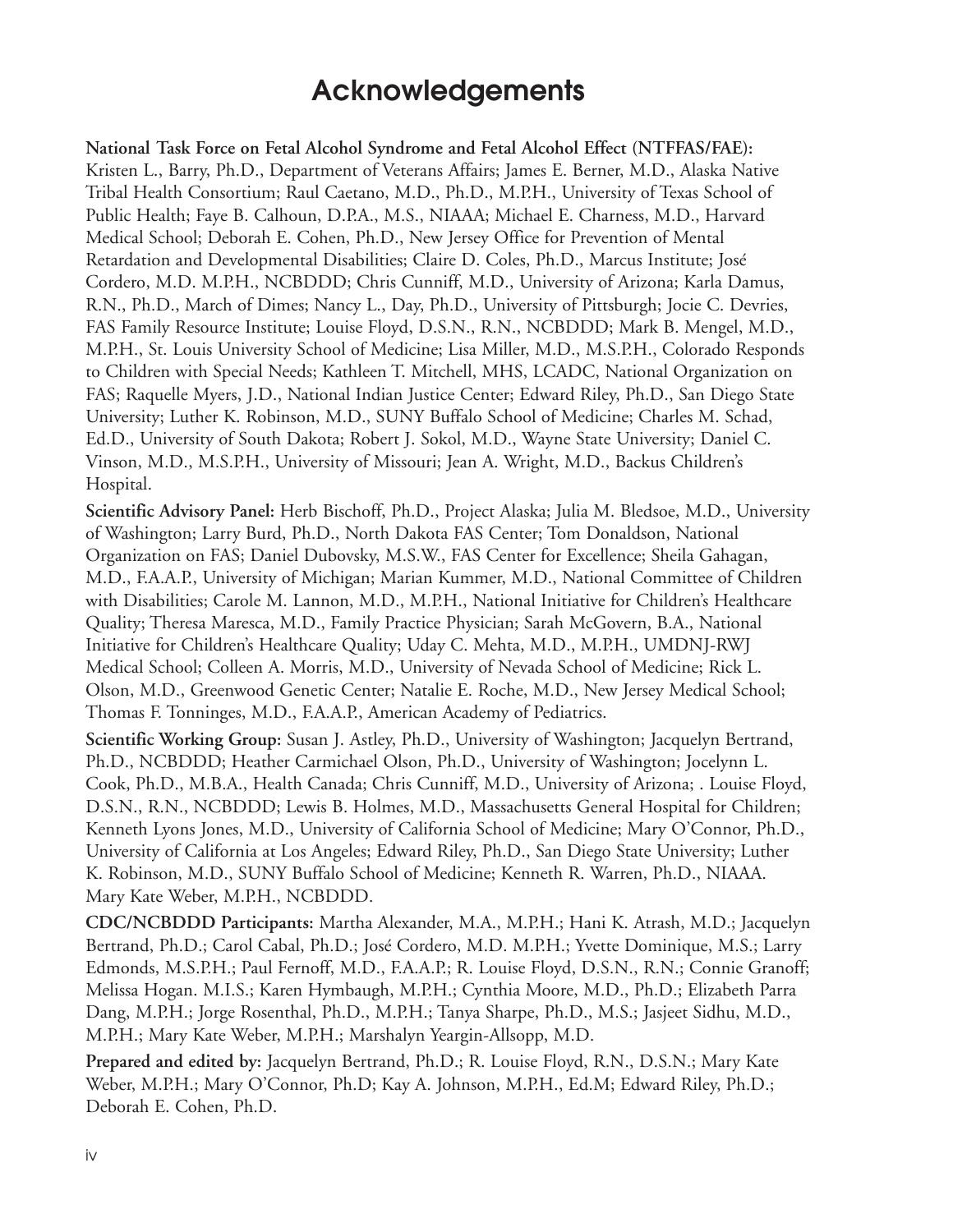# Acknowledgements

**National Task Force on Fetal Alcohol Syndrome and Fetal Alcohol Effect (NTFFAS/FAE):** Kristen L., Barry, Ph.D., Department of Veterans Affairs; James E. Berner, M.D., Alaska Native Tribal Health Consortium; Raul Caetano, M.D., Ph.D., M.P.H., University of Texas School of Public Health; Faye B. Calhoun, D.P.A., M.S., NIAAA; Michael E. Charness, M.D., Harvard Medical School; Deborah E. Cohen, Ph.D., New Jersey Office for Prevention of Mental Retardation and Developmental Disabilities; Claire D. Coles, Ph.D., Marcus Institute; José Cordero, M.D. M.P.H., NCBDDD; Chris Cunniff, M.D., University of Arizona; Karla Damus, R.N., Ph.D., March of Dimes; Nancy L., Day, Ph.D., University of Pittsburgh; Jocie C. Devries, FAS Family Resource Institute; Louise Floyd, D.S.N., R.N., NCBDDD; Mark B. Mengel, M.D., M.P.H., St. Louis University School of Medicine; Lisa Miller, M.D., M.S.P.H., Colorado Responds to Children with Special Needs; Kathleen T. Mitchell, MHS, LCADC, National Organization on FAS; Raquelle Myers, J.D., National Indian Justice Center; Edward Riley, Ph.D., San Diego State University; Luther K. Robinson, M.D., SUNY Buffalo School of Medicine; Charles M. Schad, Ed.D., University of South Dakota; Robert J. Sokol, M.D., Wayne State University; Daniel C. Vinson, M.D., M.S.P.H., University of Missouri; Jean A. Wright, M.D., Backus Children's Hospital.

**Scientific Advisory Panel:** Herb Bischoff, Ph.D., Project Alaska; Julia M. Bledsoe, M.D., University of Washington; Larry Burd, Ph.D., North Dakota FAS Center; Tom Donaldson, National Organization on FAS; Daniel Dubovsky, M.S.W., FAS Center for Excellence; Sheila Gahagan, M.D., F.A.A.P., University of Michigan; Marian Kummer, M.D., National Committee of Children with Disabilities; Carole M. Lannon, M.D., M.P.H., National Initiative for Children's Healthcare Quality; Theresa Maresca, M.D., Family Practice Physician; Sarah McGovern, B.A., National Initiative for Children's Healthcare Quality; Uday C. Mehta, M.D., M.P.H., UMDNJ-RWJ Medical School; Colleen A. Morris, M.D., University of Nevada School of Medicine; Rick L. Olson, M.D., Greenwood Genetic Center; Natalie E. Roche, M.D., New Jersey Medical School; Thomas F. Tonninges, M.D., F.A.A.P., American Academy of Pediatrics.

**Scientific Working Group:** Susan J. Astley, Ph.D., University of Washington; Jacquelyn Bertrand, Ph.D., NCBDDD; Heather Carmichael Olson, Ph.D., University of Washington; Jocelynn L. Cook, Ph.D., M.B.A., Health Canada; Chris Cunniff, M.D., University of Arizona; . Louise Floyd, D.S.N., R.N., NCBDDD; Lewis B. Holmes, M.D., Massachusetts General Hospital for Children; Kenneth Lyons Jones, M.D., University of California School of Medicine; Mary O'Connor, Ph.D., University of California at Los Angeles; Edward Riley, Ph.D., San Diego State University; Luther K. Robinson, M.D., SUNY Buffalo School of Medicine; Kenneth R. Warren, Ph.D., NIAAA. Mary Kate Weber, M.P.H., NCBDDD.

**CDC/NCBDDD Participants:** Martha Alexander, M.A., M.P.H.; Hani K. Atrash, M.D.; Jacquelyn Bertrand, Ph.D.; Carol Cabal, Ph.D.; José Cordero, M.D. M.P.H.; Yvette Dominique, M.S.; Larry Edmonds, M.S.P.H.; Paul Fernoff, M.D., F.A.A.P.; R. Louise Floyd, D.S.N., R.N.; Connie Granoff; Melissa Hogan. M.I.S.; Karen Hymbaugh, M.P.H.; Cynthia Moore, M.D., Ph.D.; Elizabeth Parra Dang, M.P.H.; Jorge Rosenthal, Ph.D., M.P.H.; Tanya Sharpe, Ph.D., M.S.; Jasjeet Sidhu, M.D., M.P.H.; Mary Kate Weber, M.P.H.; Marshalyn Yeargin-Allsopp, M.D.

**Prepared and edited by:** Jacquelyn Bertrand, Ph.D.; R. Louise Floyd, R.N., D.S.N.; Mary Kate Weber, M.P.H.; Mary O'Connor, Ph.D; Kay A. Johnson, M.P.H., Ed.M; Edward Riley, Ph.D.; Deborah E. Cohen, Ph.D.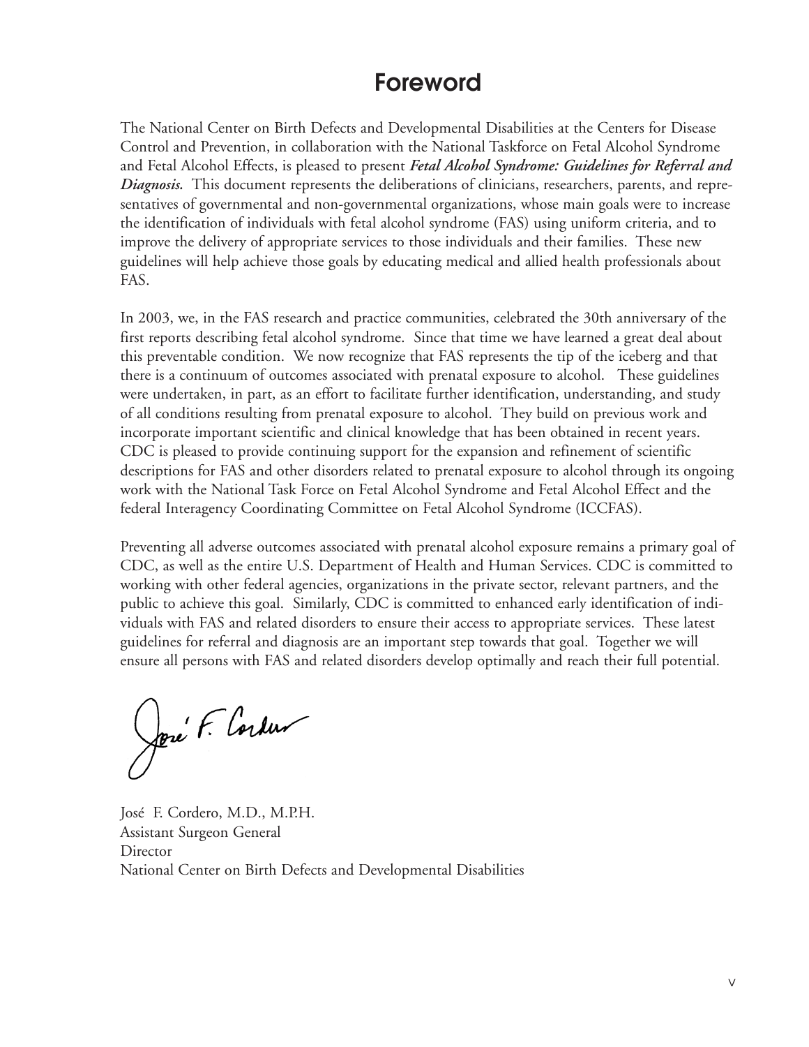# Foreword

The National Center on Birth Defects and Developmental Disabilities at the Centers for Disease Control and Prevention, in collaboration with the National Taskforce on Fetal Alcohol Syndrome and Fetal Alcohol Effects, is pleased to present ***Fetal Alcohol Syndrome: Guidelines for Referral and Diagnosis.*** This document represents the deliberations of clinicians, researchers, parents, and representatives of governmental and non-governmental organizations, whose main goals were to increase the identification of individuals with fetal alcohol syndrome (FAS) using uniform criteria, and to improve the delivery of appropriate services to those individuals and their families. These new guidelines will help achieve those goals by educating medical and allied health professionals about FAS.

In 2003, we, in the FAS research and practice communities, celebrated the 30th anniversary of the first reports describing fetal alcohol syndrome. Since that time we have learned a great deal about this preventable condition. We now recognize that FAS represents the tip of the iceberg and that there is a continuum of outcomes associated with prenatal exposure to alcohol. These guidelines were undertaken, in part, as an effort to facilitate further identification, understanding, and study of all conditions resulting from prenatal exposure to alcohol. They build on previous work and incorporate important scientific and clinical knowledge that has been obtained in recent years. CDC is pleased to provide continuing support for the expansion and refinement of scientific descriptions for FAS and other disorders related to prenatal exposure to alcohol through its ongoing work with the National Task Force on Fetal Alcohol Syndrome and Fetal Alcohol Effect and the federal Interagency Coordinating Committee on Fetal Alcohol Syndrome (ICCFAS).

Preventing all adverse outcomes associated with prenatal alcohol exposure remains a primary goal of CDC, as well as the entire U.S. Department of Health and Human Services. CDC is committed to working with other federal agencies, organizations in the private sector, relevant partners, and the public to achieve this goal. Similarly, CDC is committed to enhanced early identification of individuals with FAS and related disorders to ensure their access to appropriate services. These latest guidelines for referral and diagnosis are an important step towards that goal. Together we will ensure all persons with FAS and related disorders develop optimally and reach their full potential.

José F. Cordero, M.D., M.P.H.
Assistant Surgeon General
Director
National Center on Birth Defects and Developmental Disabilities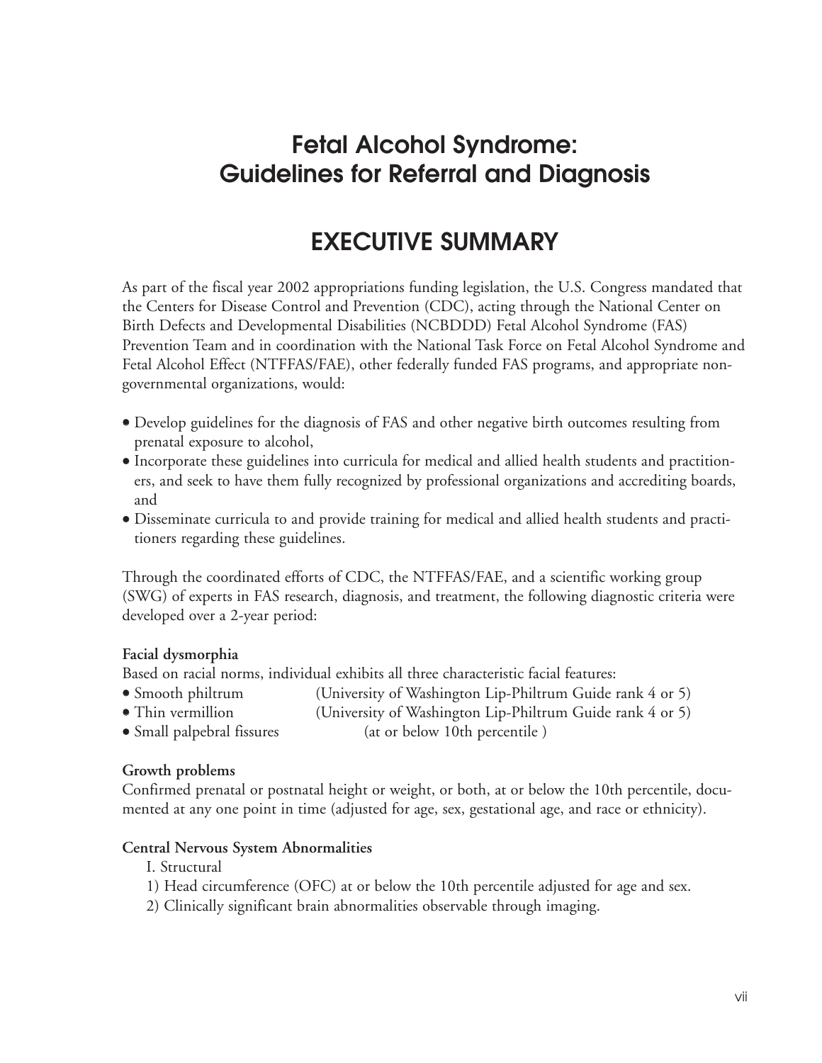# Fetal Alcohol Syndrome: Guidelines for Referral and Diagnosis

## EXECUTIVE SUMMARY

As part of the fiscal year 2002 appropriations funding legislation, the U.S. Congress mandated that the Centers for Disease Control and Prevention (CDC), acting through the National Center on Birth Defects and Developmental Disabilities (NCBDDD) Fetal Alcohol Syndrome (FAS) Prevention Team and in coordination with the National Task Force on Fetal Alcohol Syndrome and Fetal Alcohol Effect (NTFFAS/FAE), other federally funded FAS programs, and appropriate non-governmental organizations, would:

- Develop guidelines for the diagnosis of FAS and other negative birth outcomes resulting from prenatal exposure to alcohol,
- Incorporate these guidelines into curricula for medical and allied health students and practitioners, and seek to have them fully recognized by professional organizations and accrediting boards, and
- Disseminate curricula to and provide training for medical and allied health students and practitioners regarding these guidelines.

Through the coordinated efforts of CDC, the NTFFAS/FAE, and a scientific working group (SWG) of experts in FAS research, diagnosis, and treatment, the following diagnostic criteria were developed over a 2-year period:

**Facial dysmorphia**

Based on racial norms, individual exhibits all three characteristic facial features:

- Smooth philtrum (University of Washington Lip-Philtrum Guide rank 4 or 5)
- Thin vermillion (University of Washington Lip-Philtrum Guide rank 4 or 5)
- Small palpebral fissures (at or below 10th percentile )

**Growth problems**

Confirmed prenatal or postnatal height or weight, or both, at or below the 10th percentile, documented at any one point in time (adjusted for age, sex, gestational age, and race or ethnicity).

**Central Nervous System Abnormalities**

I. Structural

1) Head circumference (OFC) at or below the 10th percentile adjusted for age and sex.
2) Clinically significant brain abnormalities observable through imaging.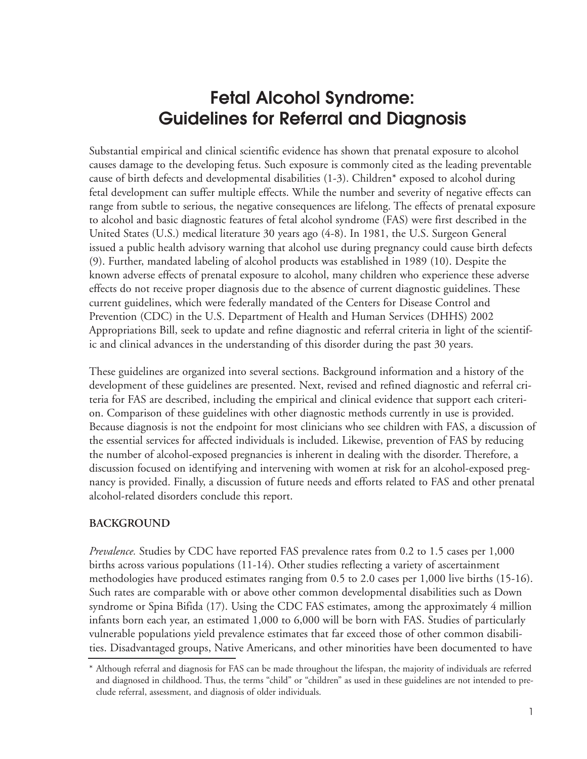# Fetal Alcohol Syndrome: Guidelines for Referral and Diagnosis

Substantial empirical and clinical scientific evidence has shown that prenatal exposure to alcohol causes damage to the developing fetus. Such exposure is commonly cited as the leading preventable cause of birth defects and developmental disabilities (1-3). Children* exposed to alcohol during fetal development can suffer multiple effects. While the number and severity of negative effects can range from subtle to serious, the negative consequences are lifelong. The effects of prenatal exposure to alcohol and basic diagnostic features of fetal alcohol syndrome (FAS) were first described in the United States (U.S.) medical literature 30 years ago (4-8). In 1981, the U.S. Surgeon General issued a public health advisory warning that alcohol use during pregnancy could cause birth defects (9). Further, mandated labeling of alcohol products was established in 1989 (10). Despite the known adverse effects of prenatal exposure to alcohol, many children who experience these adverse effects do not receive proper diagnosis due to the absence of current diagnostic guidelines. These current guidelines, which were federally mandated of the Centers for Disease Control and Prevention (CDC) in the U.S. Department of Health and Human Services (DHHS) 2002 Appropriations Bill, seek to update and refine diagnostic and referral criteria in light of the scientific and clinical advances in the understanding of this disorder during the past 30 years.

These guidelines are organized into several sections. Background information and a history of the development of these guidelines are presented. Next, revised and refined diagnostic and referral criteria for FAS are described, including the empirical and clinical evidence that support each criterion. Comparison of these guidelines with other diagnostic methods currently in use is provided. Because diagnosis is not the endpoint for most clinicians who see children with FAS, a discussion of the essential services for affected individuals is included. Likewise, prevention of FAS by reducing the number of alcohol-exposed pregnancies is inherent in dealing with the disorder. Therefore, a discussion focused on identifying and intervening with women at risk for an alcohol-exposed pregnancy is provided. Finally, a discussion of future needs and efforts related to FAS and other prenatal alcohol-related disorders conclude this report.

## BACKGROUND

*Prevalence.* Studies by CDC have reported FAS prevalence rates from 0.2 to 1.5 cases per 1,000 births across various populations (11-14). Other studies reflecting a variety of ascertainment methodologies have produced estimates ranging from 0.5 to 2.0 cases per 1,000 live births (15-16). Such rates are comparable with or above other common developmental disabilities such as Down syndrome or Spina Bifida (17). Using the CDC FAS estimates, among the approximately 4 million infants born each year, an estimated 1,000 to 6,000 will be born with FAS. Studies of particularly vulnerable populations yield prevalence estimates that far exceed those of other common disabilities. Disadvantaged groups, Native Americans, and other minorities have been documented to have

\* Although referral and diagnosis for FAS can be made throughout the lifespan, the majority of individuals are referred and diagnosed in childhood. Thus, the terms "child" or "children" as used in these guidelines are not intended to preclude referral, assessment, and diagnosis of older individuals.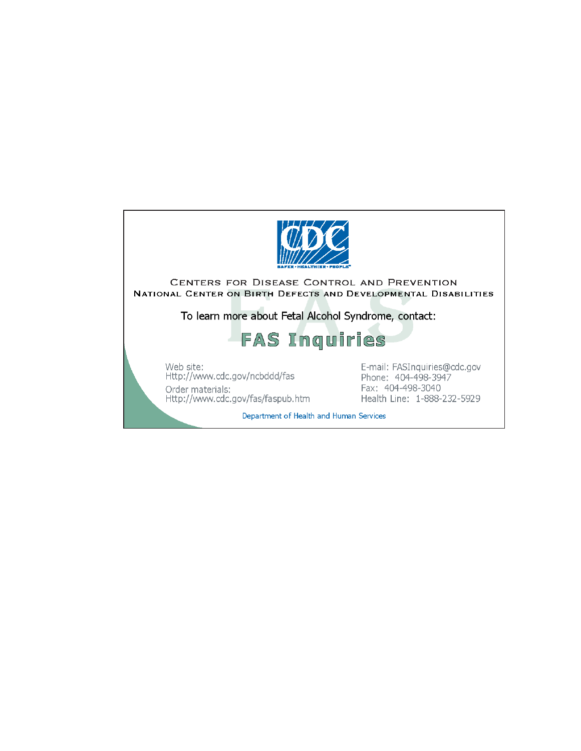CDC

SAFER · HEALTHIER · PEOPLE™

Centers for Disease Control and Prevention

National Center on Birth Defects and Developmental Disabilities

To learn more about Fetal Alcohol Syndrome, contact:

## FAS Inquiries

Web site:
Http://www.cdc.gov/ncbddd/fas

Order materials:
Http://www.cdc.gov/fas/faspub.htm

E-mail: FASInquiries@cdc.gov
Phone: 404-498-3947
Fax: 404-498-3040
Health Line: 1-888-232-5929

Department of Health and Human Services